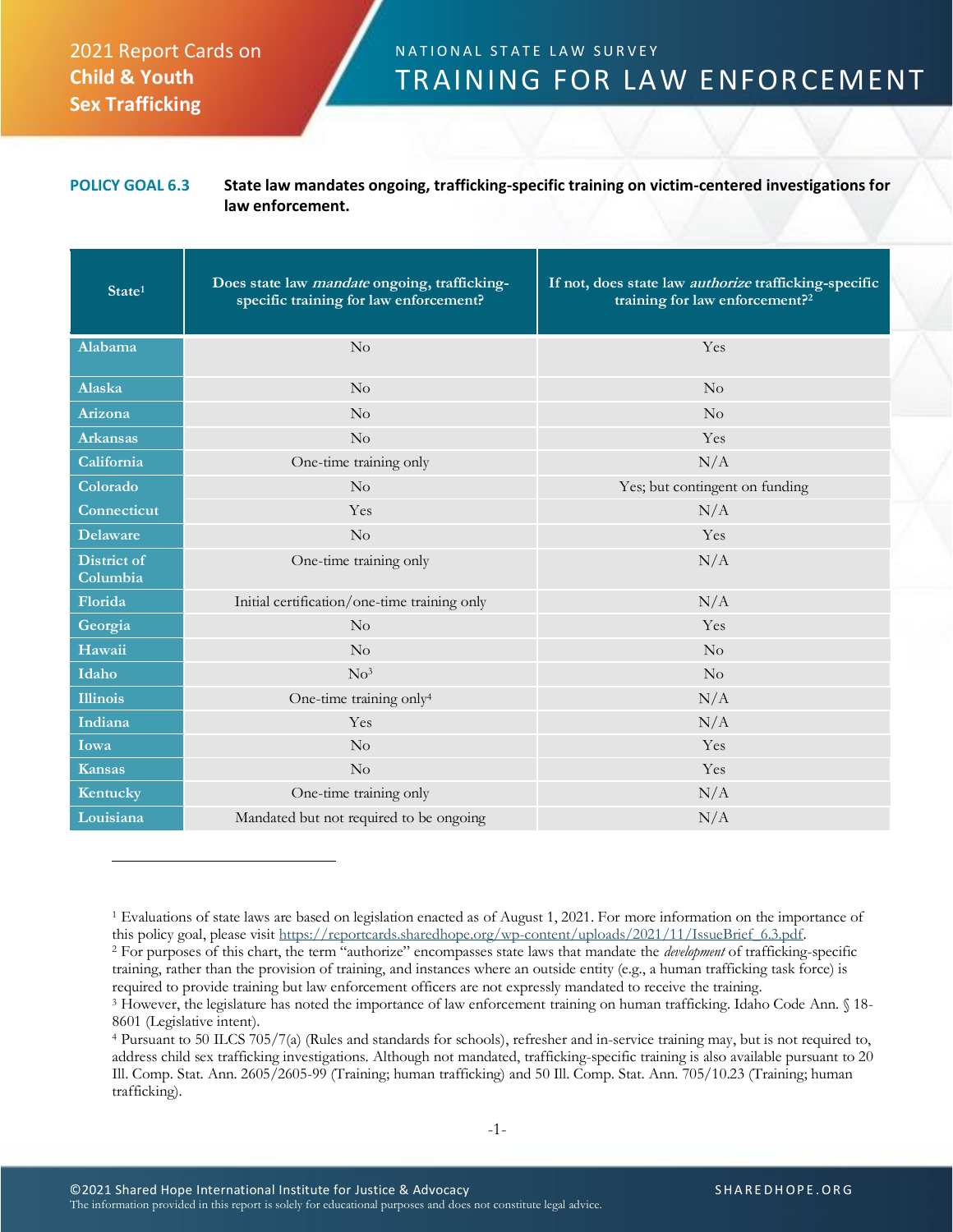2021 Report Cards on **Child & Youth Sex Trafficking**

NATIONAL STATE LAW SURVEY

# TRAINING FOR LAW ENFORCEMENT

**POLICY GOAL 6.3** **State law mandates ongoing, trafficking-specific training on victim-centered investigations for law enforcement.**

| State[1] | Does state law *mandate* ongoing, trafficking-specific training for law enforcement? | If not, does state law *authorize* trafficking-specific training for law enforcement?[2] |
|---|---|---|
| Alabama | No | Yes |
| Alaska | No | No |
| Arizona | No | No |
| Arkansas | No | Yes |
| California | One-time training only | N/A |
| Colorado | No | Yes; but contingent on funding |
| Connecticut | Yes | N/A |
| Delaware | No | Yes |
| District of Columbia | One-time training only | N/A |
| Florida | Initial certification/one-time training only | N/A |
| Georgia | No | Yes |
| Hawaii | No | No |
| Idaho | No[3] | No |
| Illinois | One-time training only[4] | N/A |
| Indiana | Yes | N/A |
| Iowa | No | Yes |
| Kansas | No | Yes |
| Kentucky | One-time training only | N/A |
| Louisiana | Mandated but not required to be ongoing | N/A |

[1] Evaluations of state laws are based on legislation enacted as of August 1, 2021. For more information on the importance of this policy goal, please visit https://reportcards.sharedhope.org/wp-content/uploads/2021/11/IssueBrief_6.3.pdf.

[2] For purposes of this chart, the term "authorize" encompasses state laws that mandate the *development* of trafficking-specific training, rather than the provision of training, and instances where an outside entity (e.g., a human trafficking task force) is required to provide training but law enforcement officers are not expressly mandated to receive the training.

[3] However, the legislature has noted the importance of law enforcement training on human trafficking. Idaho Code Ann. § 18-8601 (Legislative intent).

[4] Pursuant to 50 ILCS 705/7(a) (Rules and standards for schools), refresher and in-service training may, but is not required to, address child sex trafficking investigations. Although not mandated, trafficking-specific training is also available pursuant to 20 Ill. Comp. Stat. Ann. 2605/2605-99 (Training; human trafficking) and 50 Ill. Comp. Stat. Ann. 705/10.23 (Training; human trafficking).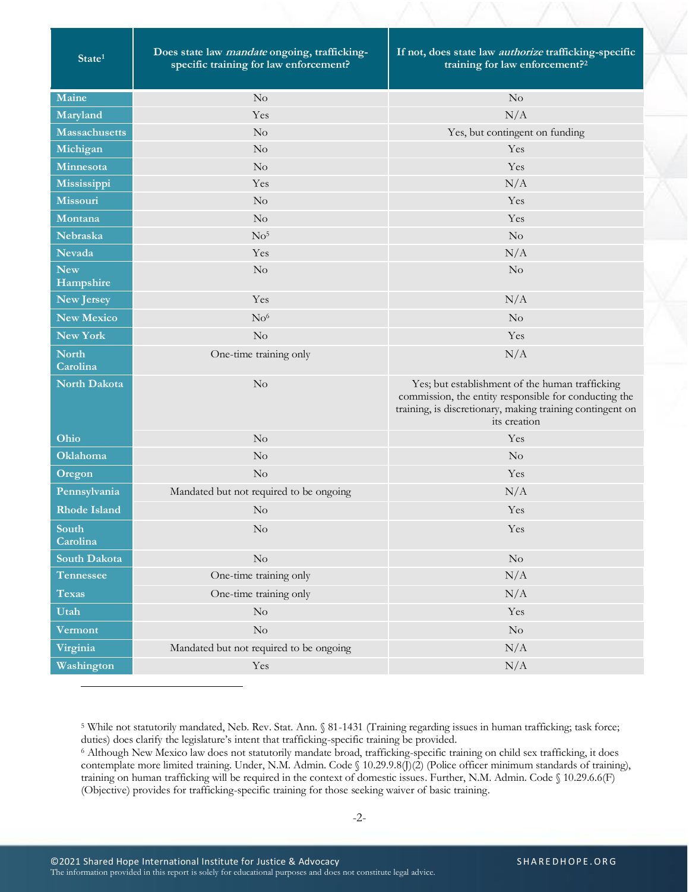| State[1] | Does state law *mandate* ongoing, trafficking-specific training for law enforcement? | If not, does state law *authorize* trafficking-specific training for law enforcement?[2] |
|---|---|---|
| Maine | No | No |
| Maryland | Yes | N/A |
| Massachusetts | No | Yes, but contingent on funding |
| Michigan | No | Yes |
| Minnesota | No | Yes |
| Mississippi | Yes | N/A |
| Missouri | No | Yes |
| Montana | No | Yes |
| Nebraska | No[5] | No |
| Nevada | Yes | N/A |
| New Hampshire | No | No |
| New Jersey | Yes | N/A |
| New Mexico | No[6] | No |
| New York | No | Yes |
| North Carolina | One-time training only | N/A |
| North Dakota | No | Yes; but establishment of the human trafficking commission, the entity responsible for conducting the training, is discretionary, making training contingent on its creation |
| Ohio | No | Yes |
| Oklahoma | No | No |
| Oregon | No | Yes |
| Pennsylvania | Mandated but not required to be ongoing | N/A |
| Rhode Island | No | Yes |
| South Carolina | No | Yes |
| South Dakota | No | No |
| Tennessee | One-time training only | N/A |
| Texas | One-time training only | N/A |
| Utah | No | Yes |
| Vermont | No | No |
| Virginia | Mandated but not required to be ongoing | N/A |
| Washington | Yes | N/A |

[5] While not statutorily mandated, Neb. Rev. Stat. Ann. § 81-1431 (Training regarding issues in human trafficking; task force; duties) does clarify the legislature's intent that trafficking-specific training be provided.

[6] Although New Mexico law does not statutorily mandate broad, trafficking-specific training on child sex trafficking, it does contemplate more limited training. Under, N.M. Admin. Code § 10.29.9.8(J)(2) (Police officer minimum standards of training), training on human trafficking will be required in the context of domestic issues. Further, N.M. Admin. Code § 10.29.6.6(F) (Objective) provides for trafficking-specific training for those seeking waiver of basic training.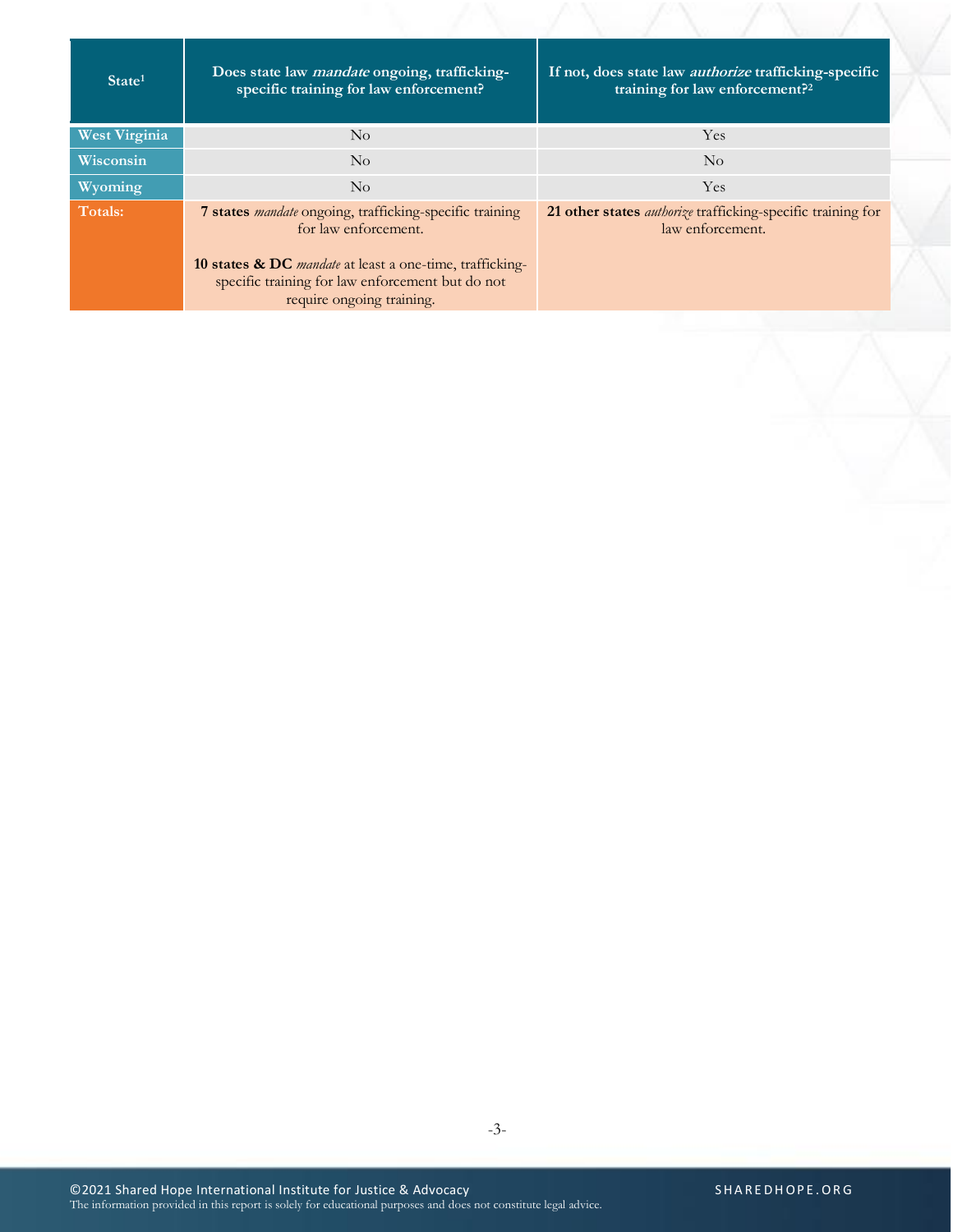| State[1] | Does state law *mandate* ongoing, trafficking-specific training for law enforcement? | If not, does state law *authorize* trafficking-specific training for law enforcement?[2] |
|---|---|---|
| West Virginia | No | Yes |
| Wisconsin | No | No |
| Wyoming | No | Yes |
| Totals: | **7 states** *mandate* ongoing, trafficking-specific training for law enforcement.<br><br>**10 states & DC** *mandate* at least a one-time, trafficking-specific training for law enforcement but do not require ongoing training. | **21 other states** *authorize* trafficking-specific training for law enforcement. |

©2021 Shared Hope International Institute for Justice & Advocacy
The information provided in this report is solely for educational purposes and does not constitute legal advice.